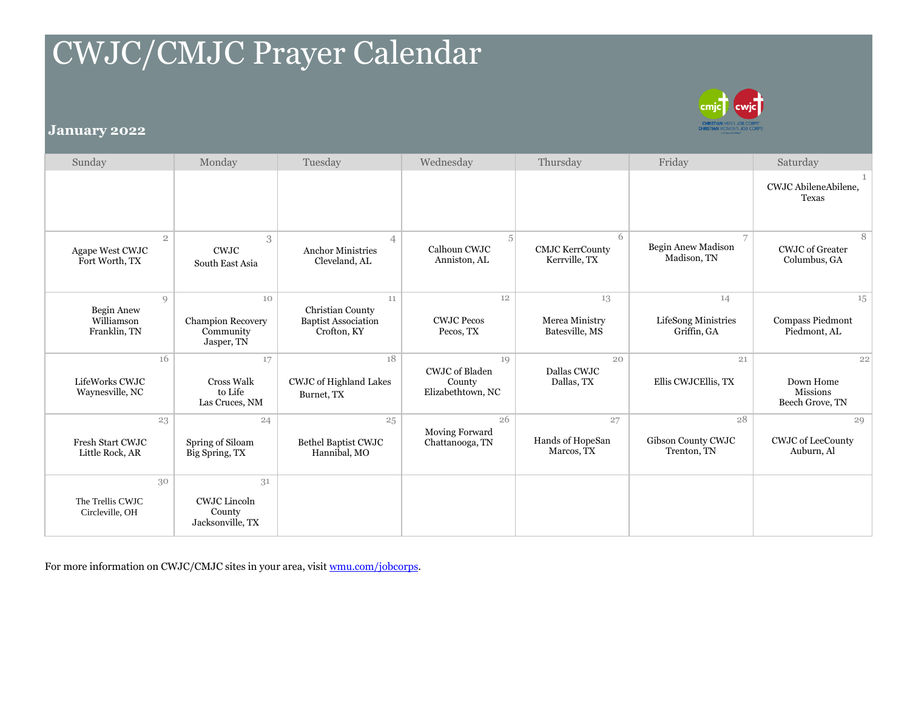# CWJC/CMJC Prayer Calendar

## January 2022

| Sunday | Monday | Tuesday | Wednesday | Thursday | Friday | Saturday |
|---|---|---|---|---|---|---|
| | | | | | | 1<br>CWJC AbileneAbilene, Texas |
| 2<br>Agape West CWJC<br>Fort Worth, TX | 3<br>CWJC<br>South East Asia | 4<br>Anchor Ministries<br>Cleveland, AL | 5<br>Calhoun CWJC<br>Anniston, AL | 6<br>CMJC KerrCounty<br>Kerrville, TX | 7<br>Begin Anew Madison<br>Madison, TN | 8<br>CWJC of Greater Columbus, GA |
| 9<br>Begin Anew Williamson<br>Franklin, TN | 10<br>Champion Recovery Community<br>Jasper, TN | 11<br>Christian County Baptist Association<br>Crofton, KY | 12<br>CWJC Pecos<br>Pecos, TX | 13<br>Merea Ministry<br>Batesville, MS | 14<br>LifeSong Ministries<br>Griffin, GA | 15<br>Compass Piedmont<br>Piedmont, AL |
| 16<br>LifeWorks CWJC<br>Waynesville, NC | 17<br>Cross Walk to Life<br>Las Cruces, NM | 18<br>CWJC of Highland Lakes<br>Burnet, TX | 19<br>CWJC of Bladen County<br>Elizabethtown, NC | 20<br>Dallas CWJC<br>Dallas, TX | 21<br>Ellis CWJCEllis, TX | 22<br>Down Home Missions<br>Beech Grove, TN |
| 23<br>Fresh Start CWJC<br>Little Rock, AR | 24<br>Spring of Siloam<br>Big Spring, TX | 25<br>Bethel Baptist CWJC<br>Hannibal, MO | 26<br>Moving Forward<br>Chattanooga, TN | 27<br>Hands of HopeSan Marcos, TX | 28<br>Gibson County CWJC<br>Trenton, TN | 29<br>CWJC of LeeCounty<br>Auburn, Al |
| 30<br>The Trellis CWJC<br>Circleville, OH | 31<br>CWJC Lincoln County<br>Jacksonville, TX | | | | | |

For more information on CWJC/CMJC sites in your area, visit [wmu.com/jobcorps](wmu.com/jobcorps).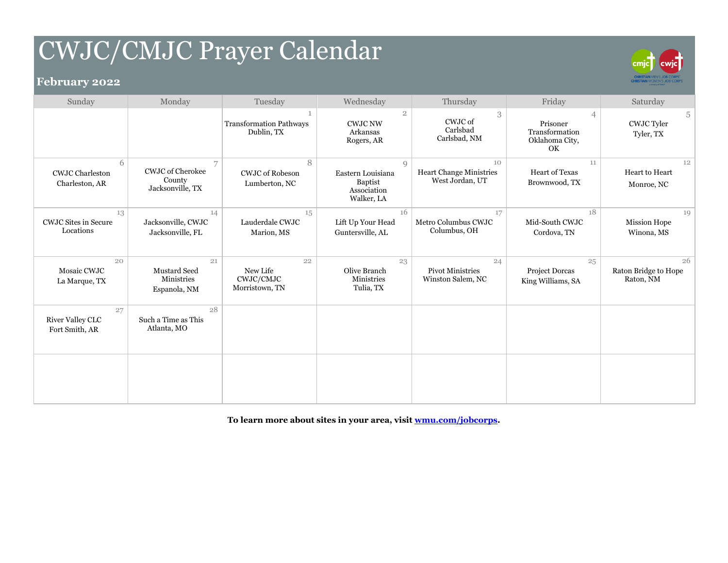# CWJC/CMJC Prayer Calendar

**February 2022**

| Sunday | Monday | Tuesday | Wednesday | Thursday | Friday | Saturday |
|---|---|---|---|---|---|---|
| | | 1 Transformation Pathways Dublin, TX | 2 CWJC NW Arkansas Rogers, AR | 3 CWJC of Carlsbad Carlsbad, NM | 4 Prisoner Transformation Oklahoma City, OK | 5 CWJC Tyler Tyler, TX |
| 6 CWJC Charleston Charleston, AR | 7 CWJC of Cherokee County Jacksonville, TX | 8 CWJC of Robeson Lumberton, NC | 9 Eastern Louisiana Baptist Association Walker, LA | 10 Heart Change Ministries West Jordan, UT | 11 Heart of Texas Brownwood, TX | 12 Heart to Heart Monroe, NC |
| 13 CWJC Sites in Secure Locations | 14 Jacksonville, CWJC Jacksonville, FL | 15 Lauderdale CWJC Marion, MS | 16 Lift Up Your Head Guntersville, AL | 17 Metro Columbus CWJC Columbus, OH | 18 Mid-South CWJC Cordova, TN | 19 Mission Hope Winona, MS |
| 20 Mosaic CWJC La Marque, TX | 21 Mustard Seed Ministries Espanola, NM | 22 New Life CWJC/CMJC Morristown, TN | 23 Olive Branch Ministries Tulia, TX | 24 Pivot Ministries Winston Salem, NC | 25 Project Dorcas King Williams, SA | 26 Raton Bridge to Hope Raton, NM |
| 27 River Valley CLC Fort Smith, AR | 28 Such a Time as This Atlanta, MO | | | | | |

**To learn more about sites in your area, visit wmu.com/jobcorps.**